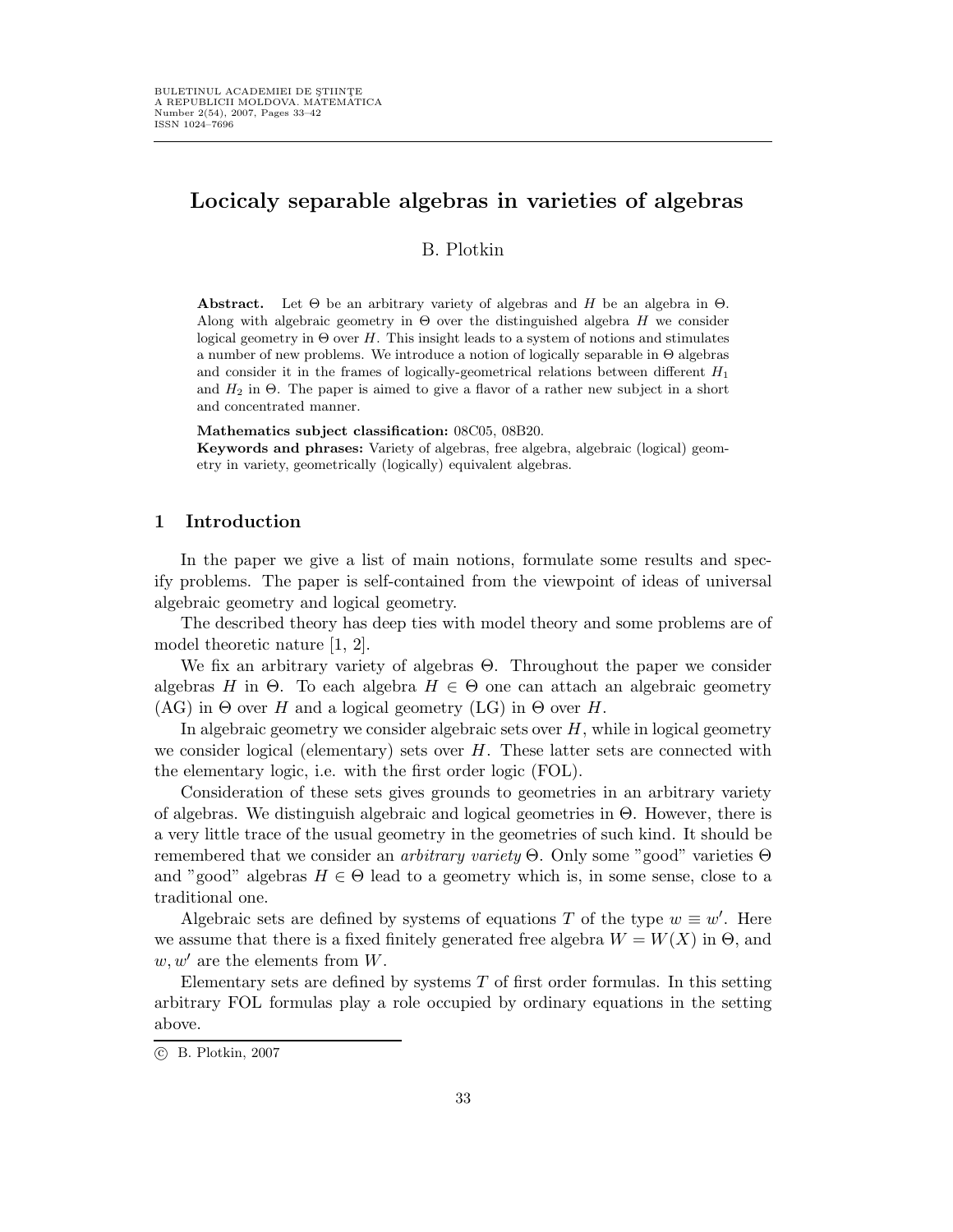# Locicaly separable algebras in varieties of algebras

B. Plotkin

**Abstract.** Let $\Theta$ be an arbitrary variety of algebras and $H$ be an algebra in $\Theta$. Along with algebraic geometry in $\Theta$ over the distinguished algebra $H$ we consider logical geometry in $\Theta$ over $H$. This insight leads to a system of notions and stimulates a number of new problems. We introduce a notion of logically separable in $\Theta$ algebras and consider it in the frames of logically-geometrical relations between different $H_1$ and $H_2$ in $\Theta$. The paper is aimed to give a flavor of a rather new subject in a short and concentrated manner.

**Mathematics subject classification:** 08C05, 08B20.

**Keywords and phrases:** Variety of algebras, free algebra, algebraic (logical) geometry in variety, geometrically (logically) equivalent algebras.

## 1 Introduction

In the paper we give a list of main notions, formulate some results and specify problems. The paper is self-contained from the viewpoint of ideas of universal algebraic geometry and logical geometry.

The described theory has deep ties with model theory and some problems are of model theoretic nature [1, 2].

We fix an arbitrary variety of algebras $\Theta$. Throughout the paper we consider algebras $H$ in $\Theta$. To each algebra $H \in \Theta$ one can attach an algebraic geometry (AG) in $\Theta$ over $H$ and a logical geometry (LG) in $\Theta$ over $H$.

In algebraic geometry we consider algebraic sets over $H$, while in logical geometry we consider logical (elementary) sets over $H$. These latter sets are connected with the elementary logic, i.e. with the first order logic (FOL).

Consideration of these sets gives grounds to geometries in an arbitrary variety of algebras. We distinguish algebraic and logical geometries in $\Theta$. However, there is a very little trace of the usual geometry in the geometries of such kind. It should be remembered that we consider an *arbitrary variety* $\Theta$. Only some "good" varieties $\Theta$ and "good" algebras $H \in \Theta$ lead to a geometry which is, in some sense, close to a traditional one.

Algebraic sets are defined by systems of equations $T$ of the type $w \equiv w'$. Here we assume that there is a fixed finitely generated free algebra $W = W(X)$ in $\Theta$, and $w, w'$ are the elements from $W$.

Elementary sets are defined by systems $T$ of first order formulas. In this setting arbitrary FOL formulas play a role occupied by ordinary equations in the setting above.

© B. Plotkin, 2007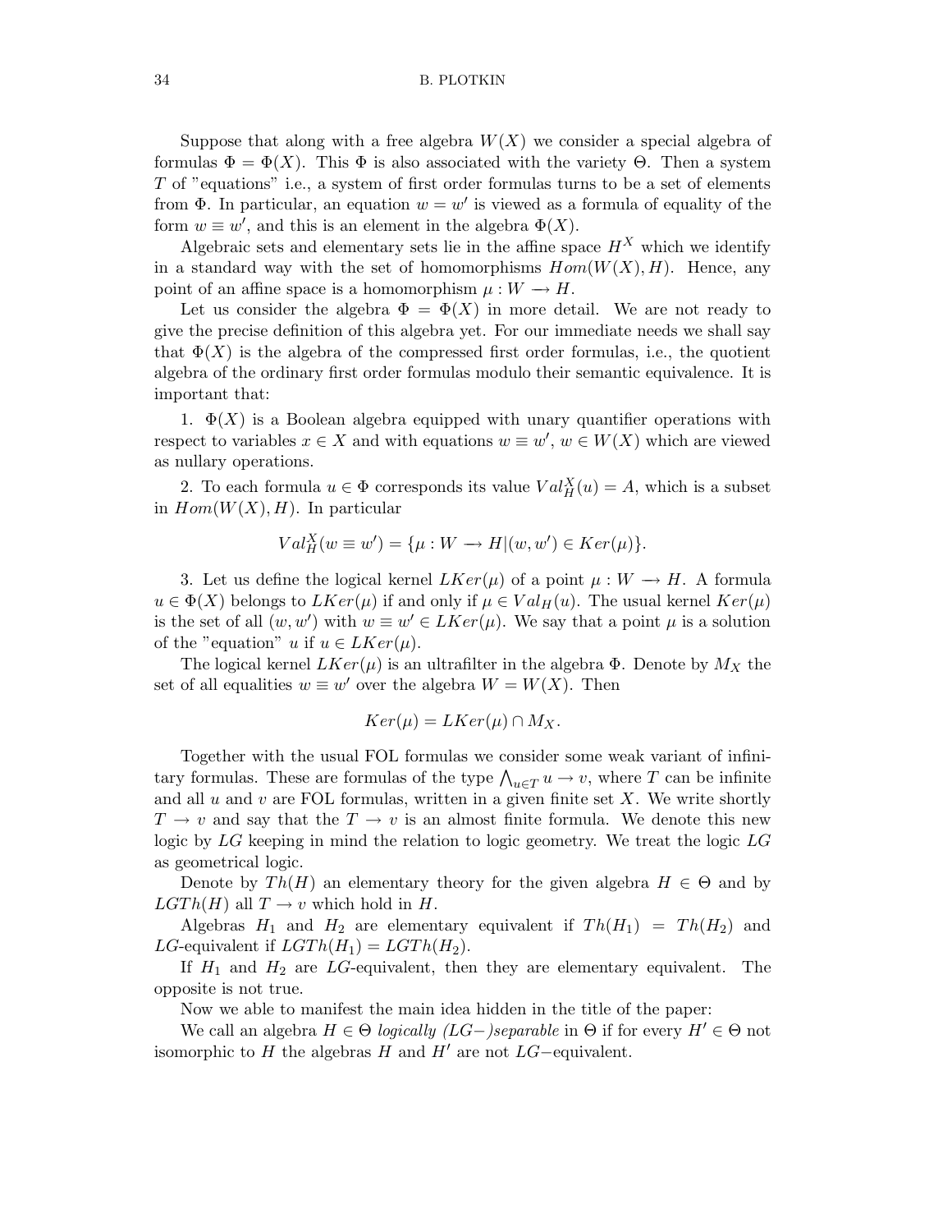Suppose that along with a free algebra $W(X)$ we consider a special algebra of formulas $\Phi = \Phi(X)$. This $\Phi$ is also associated with the variety $\Theta$. Then a system $T$ of "equations" i.e., a system of first order formulas turns to be a set of elements from $\Phi$. In particular, an equation $w = w'$ is viewed as a formula of equality of the form $w \equiv w'$, and this is an element in the algebra $\Phi(X)$.

Algebraic sets and elementary sets lie in the affine space $H^X$ which we identify in a standard way with the set of homomorphisms $Hom(W(X), H)$. Hence, any point of an affine space is a homomorphism $\mu : W \longrightarrow H$.

Let us consider the algebra $\Phi = \Phi(X)$ in more detail. We are not ready to give the precise definition of this algebra yet. For our immediate needs we shall say that $\Phi(X)$ is the algebra of the compressed first order formulas, i.e., the quotient algebra of the ordinary first order formulas modulo their semantic equivalence. It is important that:

1. $\Phi(X)$ is a Boolean algebra equipped with unary quantifier operations with respect to variables $x \in X$ and with equations $w \equiv w'$, $w \in W(X)$ which are viewed as nullary operations.

2. To each formula $u \in \Phi$ corresponds its value $Val_H^X(u) = A$, which is a subset in $Hom(W(X), H)$. In particular

$$Val_H^X(w \equiv w') = \{\mu : W \longrightarrow H | (w, w') \in Ker(\mu)\}.$$

3. Let us define the logical kernel $LKer(\mu)$ of a point $\mu : W \longrightarrow H$. A formula $u \in \Phi(X)$ belongs to $LKer(\mu)$ if and only if $\mu \in Val_H(u)$. The usual kernel $Ker(\mu)$ is the set of all $(w, w')$ with $w \equiv w' \in LKer(\mu)$. We say that a point $\mu$ is a solution of the "equation" $u$ if $u \in LKer(\mu)$.

The logical kernel $LKer(\mu)$ is an ultrafilter in the algebra $\Phi$. Denote by $M_X$ the set of all equalities $w \equiv w'$ over the algebra $W = W(X)$. Then

$$Ker(\mu) = LKer(\mu) \cap M_X.$$

Together with the usual FOL formulas we consider some weak variant of infinitary formulas. These are formulas of the type $\bigwedge_{u \in T} u \to v$, where $T$ can be infinite and all $u$ and $v$ are FOL formulas, written in a given finite set $X$. We write shortly $T \to v$ and say that the $T \to v$ is an almost finite formula. We denote this new logic by $LG$ keeping in mind the relation to logic geometry. We treat the logic $LG$ as geometrical logic.

Denote by $Th(H)$ an elementary theory for the given algebra $H \in \Theta$ and by $LGTh(H)$ all $T \to v$ which hold in $H$.

Algebras $H_1$ and $H_2$ are elementary equivalent if $Th(H_1) = Th(H_2)$ and $LG$-equivalent if $LGTh(H_1) = LGTh(H_2)$.

If $H_1$ and $H_2$ are $LG$-equivalent, then they are elementary equivalent. The opposite is not true.

Now we able to manifest the main idea hidden in the title of the paper:

We call an algebra $H \in \Theta$ *logically (LG−)separable* in $\Theta$ if for every $H' \in \Theta$ not isomorphic to $H$ the algebras $H$ and $H'$ are not $LG-$equivalent.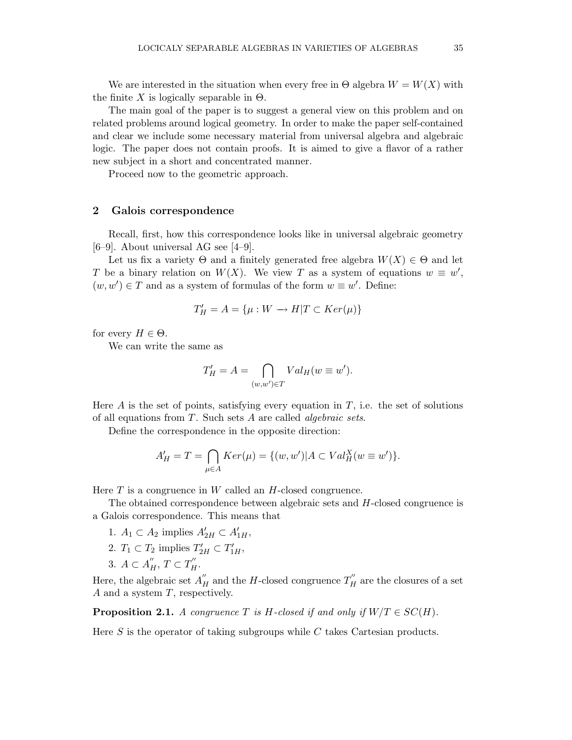We are interested in the situation when every free in $\Theta$ algebra $W = W(X)$ with the finite $X$ is logically separable in $\Theta$.

The main goal of the paper is to suggest a general view on this problem and on related problems around logical geometry. In order to make the paper self-contained and clear we include some necessary material from universal algebra and algebraic logic. The paper does not contain proofs. It is aimed to give a flavor of a rather new subject in a short and concentrated manner.

Proceed now to the geometric approach.

## 2 Galois correspondence

Recall, first, how this correspondence looks like in universal algebraic geometry [6–9]. About universal AG see [4–9].

Let us fix a variety $\Theta$ and a finitely generated free algebra $W(X) \in \Theta$ and let $T$ be a binary relation on $W(X)$. We view $T$ as a system of equations $w \equiv w'$, $(w, w') \in T$ and as a system of formulas of the form $w \equiv w'$. Define:

$$T'_H = A = \{\mu : W \longrightarrow H | T \subset Ker(\mu)\}$$

for every $H \in \Theta$.

We can write the same as

$$T'_H = A = \bigcap_{(w,w') \in T} Val_H(w \equiv w').$$

Here $A$ is the set of points, satisfying every equation in $T$, i.e. the set of solutions of all equations from $T$. Such sets $A$ are called *algebraic sets*.

Define the correspondence in the opposite direction:

$$A'_H = T = \bigcap_{\mu \in A} Ker(\mu) = \{(w, w') | A \subset Val^X_H(w \equiv w')\}.$$

Here $T$ is a congruence in $W$ called an $H$-closed congruence.

The obtained correspondence between algebraic sets and $H$-closed congruence is a Galois correspondence. This means that

1. $A_1 \subset A_2$ implies $A'_{2H} \subset A'_{1H}$,
2. $T_1 \subset T_2$ implies $T'_{2H} \subset T'_{1H}$,
3. $A \subset A''_H$, $T \subset T''_H$.

Here, the algebraic set $A''_H$ and the $H$-closed congruence $T''_H$ are the closures of a set $A$ and a system $T$, respectively.

**Proposition 2.1.** *A congruence $T$ is $H$-closed if and only if $W/T \in SC(H)$.*

Here $S$ is the operator of taking subgroups while $C$ takes Cartesian products.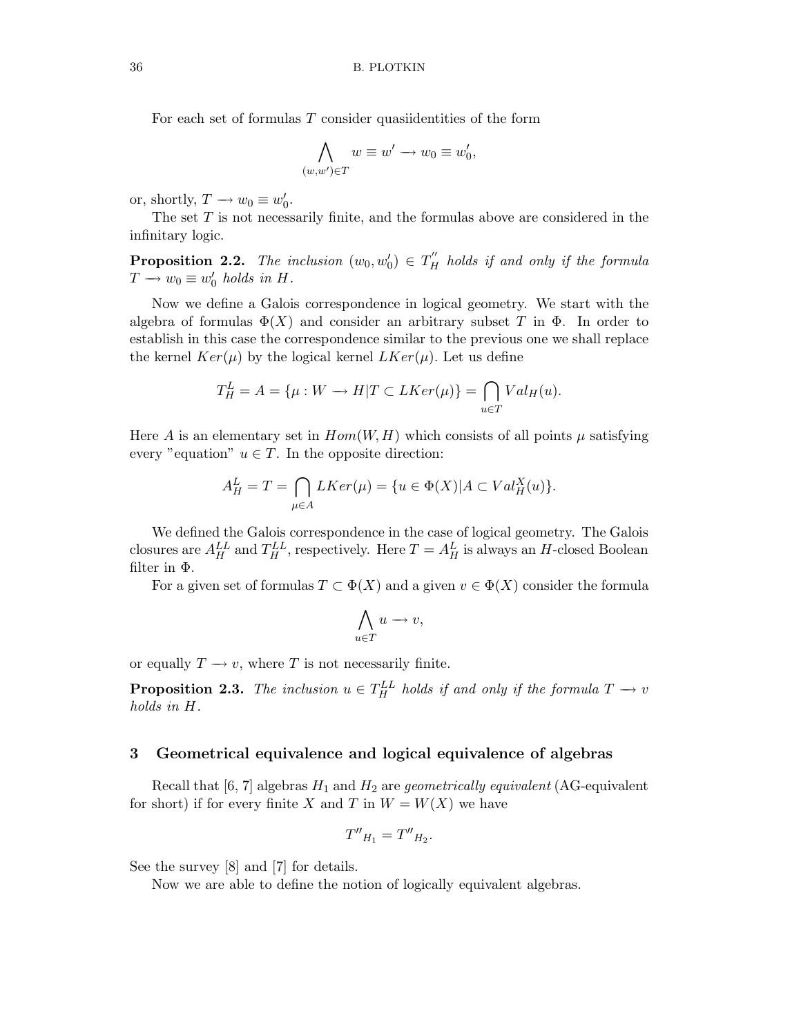For each set of formulas $T$ consider quasiidentities of the form

$$\bigwedge_{(w,w')\in T} w \equiv w' \longrightarrow w_0 \equiv w'_0,$$

or, shortly, $T \longrightarrow w_0 \equiv w'_0$.

The set $T$ is not necessarily finite, and the formulas above are considered in the infinitary logic.

**Proposition 2.2.** *The inclusion $(w_0, w'_0) \in T''_H$ holds if and only if the formula $T \longrightarrow w_0 \equiv w'_0$ holds in $H$.*

Now we define a Galois correspondence in logical geometry. We start with the algebra of formulas $\Phi(X)$ and consider an arbitrary subset $T$ in $\Phi$. In order to establish in this case the correspondence similar to the previous one we shall replace the kernel $Ker(\mu)$ by the logical kernel $LKer(\mu)$. Let us define

$$T^L_H = A = \{\mu : W \longrightarrow H | T \subset LKer(\mu)\} = \bigcap_{u\in T} Val_H(u).$$

Here $A$ is an elementary set in $Hom(W, H)$ which consists of all points $\mu$ satisfying every "equation" $u \in T$. In the opposite direction:

$$A^L_H = T = \bigcap_{\mu\in A} LKer(\mu) = \{u \in \Phi(X) | A \subset Val^X_H(u)\}.$$

We defined the Galois correspondence in the case of logical geometry. The Galois closures are $A^{LL}_H$ and $T^{LL}_H$, respectively. Here $T = A^L_H$ is always an $H$-closed Boolean filter in $\Phi$.

For a given set of formulas $T \subset \Phi(X)$ and a given $v \in \Phi(X)$ consider the formula

$$\bigwedge_{u\in T} u \longrightarrow v,$$

or equally $T \longrightarrow v$, where $T$ is not necessarily finite.

**Proposition 2.3.** *The inclusion $u \in T^{LL}_H$ holds if and only if the formula $T \longrightarrow v$ holds in $H$.*

## 3 Geometrical equivalence and logical equivalence of algebras

Recall that [6, 7] algebras $H_1$ and $H_2$ are *geometrically equivalent* (AG-equivalent for short) if for every finite $X$ and $T$ in $W = W(X)$ we have

$$T''_{H_1} = T''_{H_2}.$$

See the survey [8] and [7] for details.

Now we are able to define the notion of logically equivalent algebras.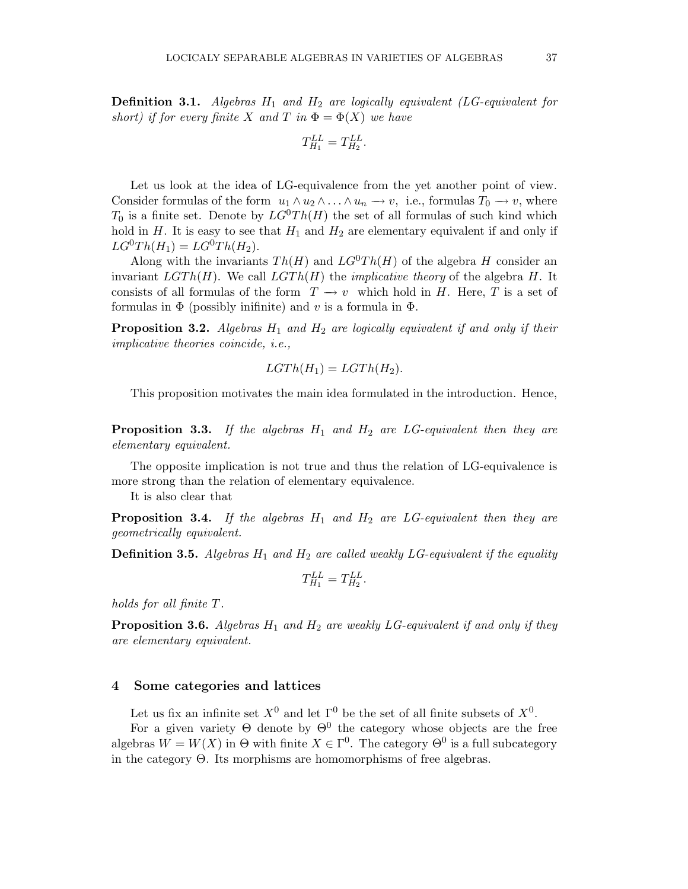**Definition 3.1.** *Algebras $H_1$ and $H_2$ are logically equivalent (LG-equivalent for short) if for every finite $X$ and $T$ in $\Phi = \Phi(X)$ we have*

$$T_{H_1}^{LL} = T_{H_2}^{LL}.$$

Let us look at the idea of LG-equivalence from the yet another point of view. Consider formulas of the form $u_1 \wedge u_2 \wedge \ldots \wedge u_n \to v$, i.e., formulas $T_0 \to v$, where $T_0$ is a finite set. Denote by $LG^0Th(H)$ the set of all formulas of such kind which hold in $H$. It is easy to see that $H_1$ and $H_2$ are elementary equivalent if and only if $LG^0Th(H_1) = LG^0Th(H_2)$.

Along with the invariants $Th(H)$ and $LG^0Th(H)$ of the algebra $H$ consider an invariant $LGTh(H)$. We call $LGTh(H)$ the *implicative theory* of the algebra $H$. It consists of all formulas of the form $T \to v$ which hold in $H$. Here, $T$ is a set of formulas in $\Phi$ (possibly inifinite) and $v$ is a formula in $\Phi$.

**Proposition 3.2.** *Algebras $H_1$ and $H_2$ are logically equivalent if and only if their implicative theories coincide, i.e.,*

$$LGTh(H_1) = LGTh(H_2).$$

This proposition motivates the main idea formulated in the introduction. Hence,

**Proposition 3.3.** *If the algebras $H_1$ and $H_2$ are LG-equivalent then they are elementary equivalent.*

The opposite implication is not true and thus the relation of LG-equivalence is more strong than the relation of elementary equivalence.

It is also clear that

**Proposition 3.4.** *If the algebras $H_1$ and $H_2$ are LG-equivalent then they are geometrically equivalent.*

**Definition 3.5.** *Algebras $H_1$ and $H_2$ are called weakly LG-equivalent if the equality*

$$T_{H_1}^{LL} = T_{H_2}^{LL}.$$

*holds for all finite $T$.*

**Proposition 3.6.** *Algebras $H_1$ and $H_2$ are weakly LG-equivalent if and only if they are elementary equivalent.*

## 4 Some categories and lattices

Let us fix an infinite set $X^0$ and let $\Gamma^0$ be the set of all finite subsets of $X^0$.

For a given variety $\Theta$ denote by $\Theta^0$ the category whose objects are the free algebras $W = W(X)$ in $\Theta$ with finite $X \in \Gamma^0$. The category $\Theta^0$ is a full subcategory in the category $\Theta$. Its morphisms are homomorphisms of free algebras.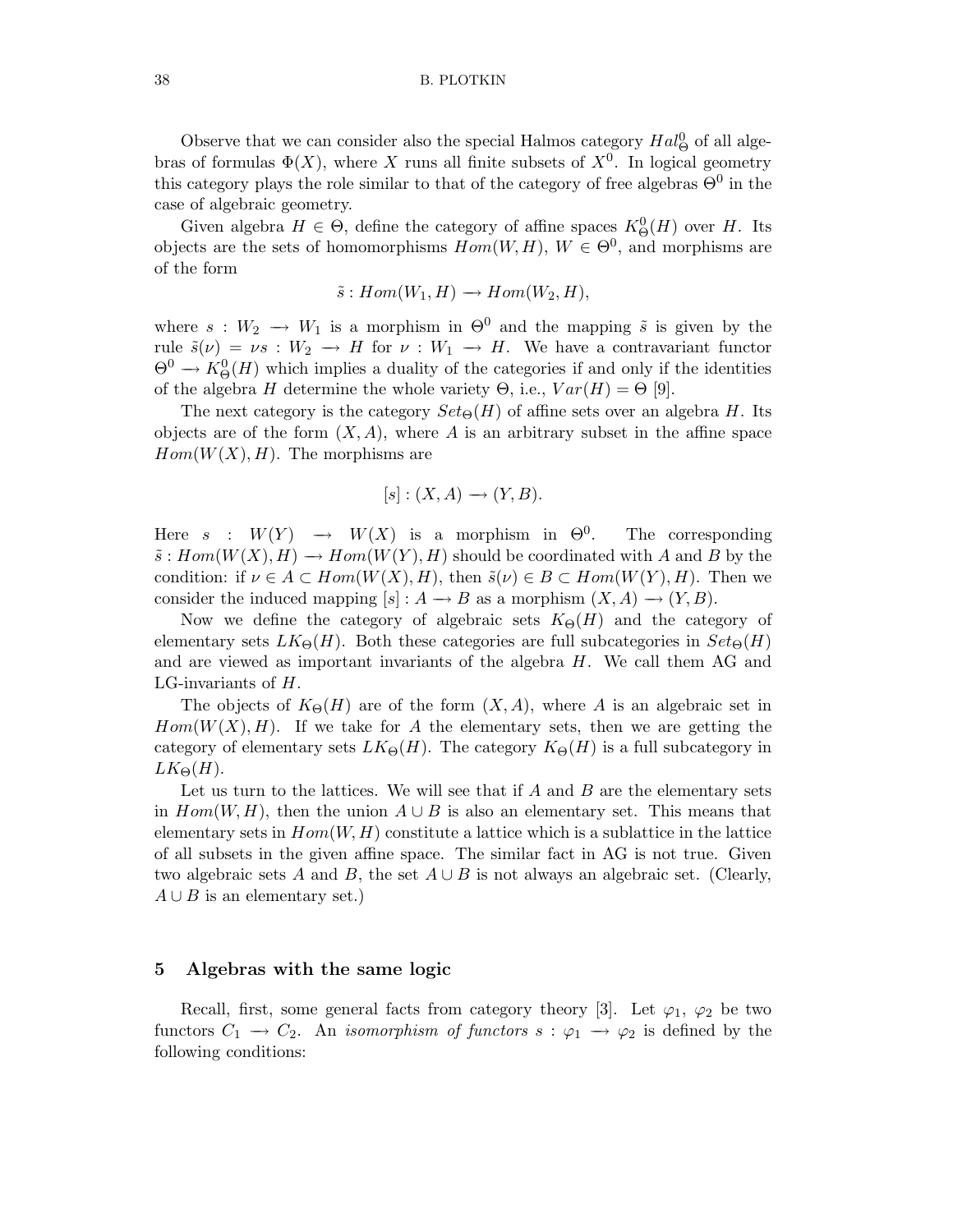Observe that we can consider also the special Halmos category $Hal^0_\Theta$ of all algebras of formulas $\Phi(X)$, where $X$ runs all finite subsets of $X^0$. In logical geometry this category plays the role similar to that of the category of free algebras $\Theta^0$ in the case of algebraic geometry.

Given algebra $H \in \Theta$, define the category of affine spaces $K^0_\Theta(H)$ over $H$. Its objects are the sets of homomorphisms $Hom(W, H)$, $W \in \Theta^0$, and morphisms are of the form

$$\tilde{s} : Hom(W_1, H) \longrightarrow Hom(W_2, H),$$

where $s : W_2 \longrightarrow W_1$ is a morphism in $\Theta^0$ and the mapping $\tilde{s}$ is given by the rule $\tilde{s}(\nu) = \nu s : W_2 \longrightarrow H$ for $\nu : W_1 \longrightarrow H$. We have a contravariant functor $\Theta^0 \longrightarrow K^0_\Theta(H)$ which implies a duality of the categories if and only if the identities of the algebra $H$ determine the whole variety $\Theta$, i.e., $Var(H) = \Theta$ [9].

The next category is the category $Set_\Theta(H)$ of affine sets over an algebra $H$. Its objects are of the form $(X, A)$, where $A$ is an arbitrary subset in the affine space $Hom(W(X), H)$. The morphisms are

$$[s] : (X, A) \longrightarrow (Y, B).$$

Here $s : W(Y) \longrightarrow W(X)$ is a morphism in $\Theta^0$. The corresponding $\tilde{s} : Hom(W(X), H) \longrightarrow Hom(W(Y), H)$ should be coordinated with $A$ and $B$ by the condition: if $\nu \in A \subset Hom(W(X), H)$, then $\tilde{s}(\nu) \in B \subset Hom(W(Y), H)$. Then we consider the induced mapping $[s] : A \longrightarrow B$ as a morphism $(X, A) \longrightarrow (Y, B)$.

Now we define the category of algebraic sets $K_\Theta(H)$ and the category of elementary sets $LK_\Theta(H)$. Both these categories are full subcategories in $Set_\Theta(H)$ and are viewed as important invariants of the algebra $H$. We call them AG and LG-invariants of $H$.

The objects of $K_\Theta(H)$ are of the form $(X, A)$, where $A$ is an algebraic set in $Hom(W(X), H)$. If we take for $A$ the elementary sets, then we are getting the category of elementary sets $LK_\Theta(H)$. The category $K_\Theta(H)$ is a full subcategory in $LK_\Theta(H)$.

Let us turn to the lattices. We will see that if $A$ and $B$ are the elementary sets in $Hom(W, H)$, then the union $A \cup B$ is also an elementary set. This means that elementary sets in $Hom(W, H)$ constitute a lattice which is a sublattice in the lattice of all subsets in the given affine space. The similar fact in AG is not true. Given two algebraic sets $A$ and $B$, the set $A \cup B$ is not always an algebraic set. (Clearly, $A \cup B$ is an elementary set.)

## 5 Algebras with the same logic

Recall, first, some general facts from category theory [3]. Let $\varphi_1$, $\varphi_2$ be two functors $C_1 \longrightarrow C_2$. An *isomorphism of functors* $s : \varphi_1 \longrightarrow \varphi_2$ is defined by the following conditions: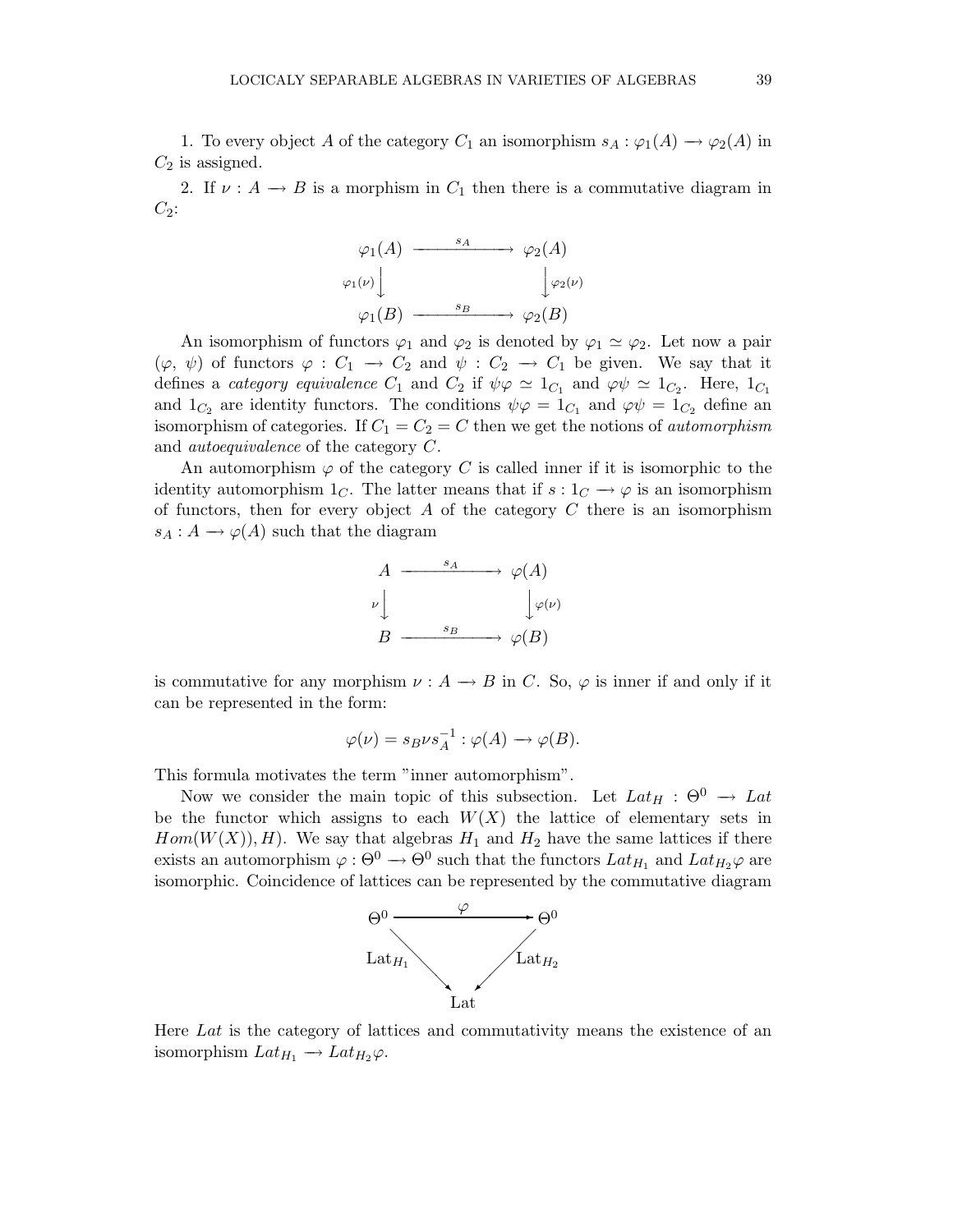1. To every object $A$ of the category $C_1$ an isomorphism $s_A : \varphi_1(A) \longrightarrow \varphi_2(A)$ in $C_2$ is assigned.

2. If $\nu : A \longrightarrow B$ is a morphism in $C_1$ then there is a commutative diagram in $C_2$:

$$\begin{array}{ccc} \varphi_1(A) & \xrightarrow{\quad s_A \quad} & \varphi_2(A) \\ {\scriptstyle \varphi_1(\nu)}\big\downarrow & & \big\downarrow{\scriptstyle \varphi_2(\nu)} \\ \varphi_1(B) & \xrightarrow{\quad s_B \quad} & \varphi_2(B) \end{array}$$

An isomorphism of functors $\varphi_1$ and $\varphi_2$ is denoted by $\varphi_1 \simeq \varphi_2$. Let now a pair $(\varphi, \psi)$ of functors $\varphi : C_1 \longrightarrow C_2$ and $\psi : C_2 \longrightarrow C_1$ be given. We say that it defines a *category equivalence* $C_1$ and $C_2$ if $\psi\varphi \simeq 1_{C_1}$ and $\varphi\psi \simeq 1_{C_2}$. Here, $1_{C_1}$ and $1_{C_2}$ are identity functors. The conditions $\psi\varphi = 1_{C_1}$ and $\varphi\psi = 1_{C_2}$ define an isomorphism of categories. If $C_1 = C_2 = C$ then we get the notions of *automorphism* and *autoequivalence* of the category $C$.

An automorphism $\varphi$ of the category $C$ is called inner if it is isomorphic to the identity automorphism $1_C$. The latter means that if $s : 1_C \longrightarrow \varphi$ is an isomorphism of functors, then for every object $A$ of the category $C$ there is an isomorphism $s_A : A \longrightarrow \varphi(A)$ such that the diagram

$$\begin{array}{ccc} A & \xrightarrow{\quad s_A \quad} & \varphi(A) \\ {\scriptstyle \nu}\big\downarrow & & \big\downarrow{\scriptstyle \varphi(\nu)} \\ B & \xrightarrow{\quad s_B \quad} & \varphi(B) \end{array}$$

is commutative for any morphism $\nu : A \longrightarrow B$ in $C$. So, $\varphi$ is inner if and only if it can be represented in the form:

$$\varphi(\nu) = s_B \nu s_A^{-1} : \varphi(A) \longrightarrow \varphi(B).$$

This formula motivates the term "inner automorphism".

Now we consider the main topic of this subsection. Let $Lat_H : \Theta^0 \longrightarrow Lat$ be the functor which assigns to each $W(X)$ the lattice of elementary sets in $Hom(W(X)), H)$. We say that algebras $H_1$ and $H_2$ have the same lattices if there exists an automorphism $\varphi : \Theta^0 \longrightarrow \Theta^0$ such that the functors $Lat_{H_1}$ and $Lat_{H_2}\varphi$ are isomorphic. Coincidence of lattices can be represented by the commutative diagram

$$\begin{array}{ccc} \Theta^0 & \xrightarrow{\quad \varphi \quad} & \Theta^0 \\ & {\scriptstyle \mathrm{Lat}_{H_1}}\searrow \quad \swarrow{\scriptstyle \mathrm{Lat}_{H_2}} & \\ & \mathrm{Lat} & \end{array}$$

Here $Lat$ is the category of lattices and commutativity means the existence of an isomorphism $Lat_{H_1} \longrightarrow Lat_{H_2}\varphi$.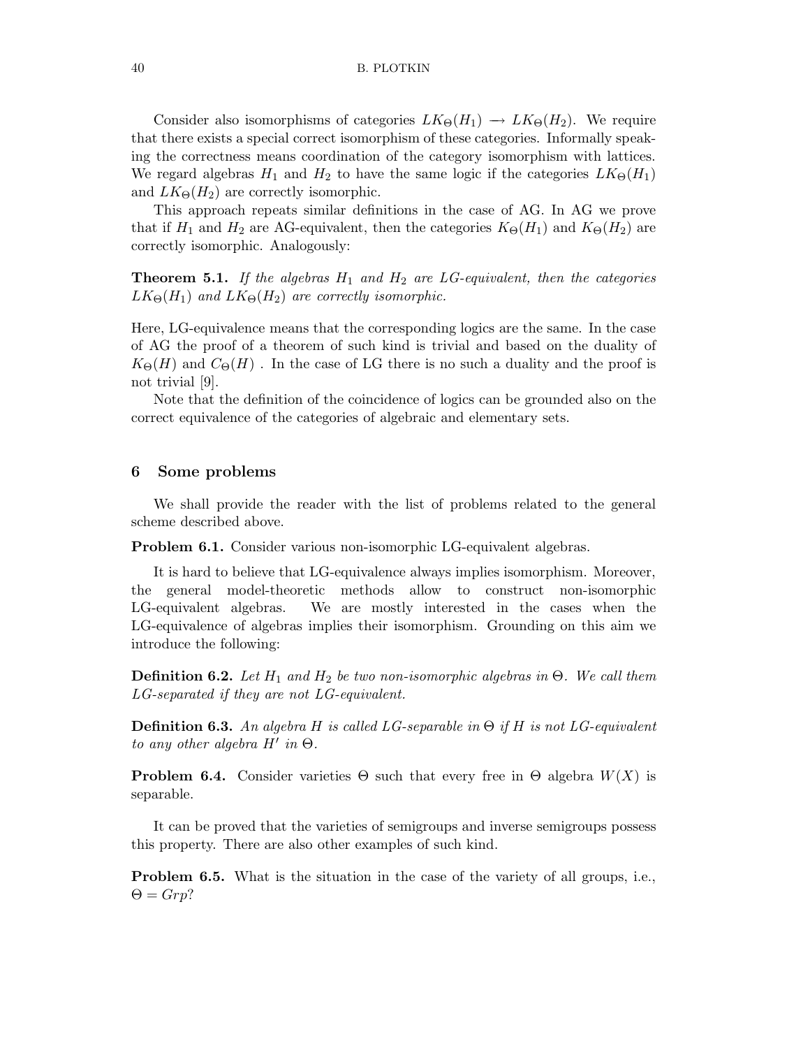Consider also isomorphisms of categories $LK_\Theta(H_1) \to LK_\Theta(H_2)$. We require that there exists a special correct isomorphism of these categories. Informally speaking the correctness means coordination of the category isomorphism with lattices. We regard algebras $H_1$ and $H_2$ to have the same logic if the categories $LK_\Theta(H_1)$ and $LK_\Theta(H_2)$ are correctly isomorphic.

This approach repeats similar definitions in the case of AG. In AG we prove that if $H_1$ and $H_2$ are AG-equivalent, then the categories $K_\Theta(H_1)$ and $K_\Theta(H_2)$ are correctly isomorphic. Analogously:

**Theorem 5.1.** *If the algebras $H_1$ and $H_2$ are LG-equivalent, then the categories $LK_\Theta(H_1)$ and $LK_\Theta(H_2)$ are correctly isomorphic.*

Here, LG-equivalence means that the corresponding logics are the same. In the case of AG the proof of a theorem of such kind is trivial and based on the duality of $K_\Theta(H)$ and $C_\Theta(H)$ . In the case of LG there is no such a duality and the proof is not trivial [9].

Note that the definition of the coincidence of logics can be grounded also on the correct equivalence of the categories of algebraic and elementary sets.

## 6 Some problems

We shall provide the reader with the list of problems related to the general scheme described above.

**Problem 6.1.** Consider various non-isomorphic LG-equivalent algebras.

It is hard to believe that LG-equivalence always implies isomorphism. Moreover, the general model-theoretic methods allow to construct non-isomorphic LG-equivalent algebras. We are mostly interested in the cases when the LG-equivalence of algebras implies their isomorphism. Grounding on this aim we introduce the following:

**Definition 6.2.** *Let $H_1$ and $H_2$ be two non-isomorphic algebras in $\Theta$. We call them LG-separated if they are not LG-equivalent.*

**Definition 6.3.** *An algebra $H$ is called LG-separable in $\Theta$ if $H$ is not LG-equivalent to any other algebra $H'$ in $\Theta$.*

**Problem 6.4.** Consider varieties $\Theta$ such that every free in $\Theta$ algebra $W(X)$ is separable.

It can be proved that the varieties of semigroups and inverse semigroups possess this property. There are also other examples of such kind.

**Problem 6.5.** What is the situation in the case of the variety of all groups, i.e., $\Theta = Grp$?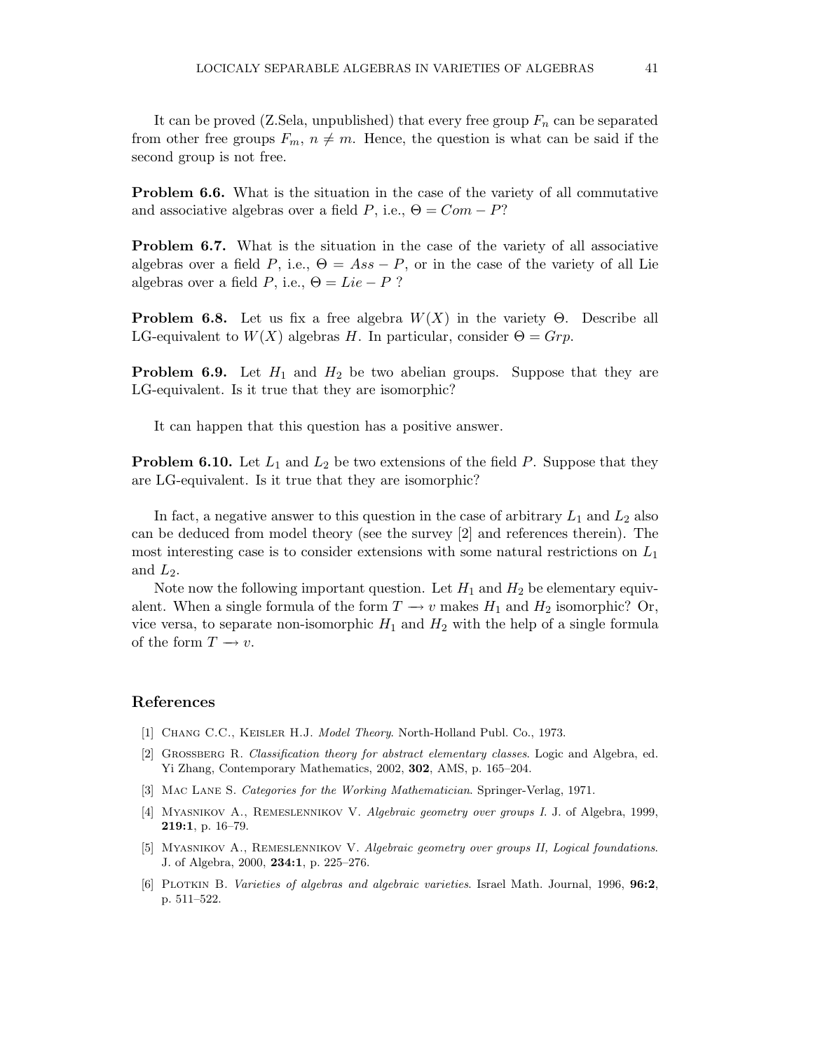It can be proved (Z.Sela, unpublished) that every free group $F_n$ can be separated from other free groups $F_m$, $n \neq m$. Hence, the question is what can be said if the second group is not free.

**Problem 6.6.** What is the situation in the case of the variety of all commutative and associative algebras over a field $P$, i.e., $\Theta = Com - P$?

**Problem 6.7.** What is the situation in the case of the variety of all associative algebras over a field $P$, i.e., $\Theta = Ass - P$, or in the case of the variety of all Lie algebras over a field $P$, i.e., $\Theta = Lie - P$ ?

**Problem 6.8.** Let us fix a free algebra $W(X)$ in the variety $\Theta$. Describe all LG-equivalent to $W(X)$ algebras $H$. In particular, consider $\Theta = Grp$.

**Problem 6.9.** Let $H_1$ and $H_2$ be two abelian groups. Suppose that they are LG-equivalent. Is it true that they are isomorphic?

It can happen that this question has a positive answer.

**Problem 6.10.** Let $L_1$ and $L_2$ be two extensions of the field $P$. Suppose that they are LG-equivalent. Is it true that they are isomorphic?

In fact, a negative answer to this question in the case of arbitrary $L_1$ and $L_2$ also can be deduced from model theory (see the survey [2] and references therein). The most interesting case is to consider extensions with some natural restrictions on $L_1$ and $L_2$.

Note now the following important question. Let $H_1$ and $H_2$ be elementary equivalent. When a single formula of the form $T \longrightarrow v$ makes $H_1$ and $H_2$ isomorphic? Or, vice versa, to separate non-isomorphic $H_1$ and $H_2$ with the help of a single formula of the form $T \longrightarrow v$.

## References

[1] Chang C.C., Keisler H.J. *Model Theory*. North-Holland Publ. Co., 1973.

[2] Grossberg R. *Classification theory for abstract elementary classes*. Logic and Algebra, ed. Yi Zhang, Contemporary Mathematics, 2002, **302**, AMS, p. 165–204.

[3] Mac Lane S. *Categories for the Working Mathematician*. Springer-Verlag, 1971.

[4] Myasnikov A., Remeslennikov V. *Algebraic geometry over groups I*. J. of Algebra, 1999, **219:1**, p. 16–79.

[5] Myasnikov A., Remeslennikov V. *Algebraic geometry over groups II, Logical foundations*. J. of Algebra, 2000, **234:1**, p. 225–276.

[6] Plotkin B. *Varieties of algebras and algebraic varieties*. Israel Math. Journal, 1996, **96:2**, p. 511–522.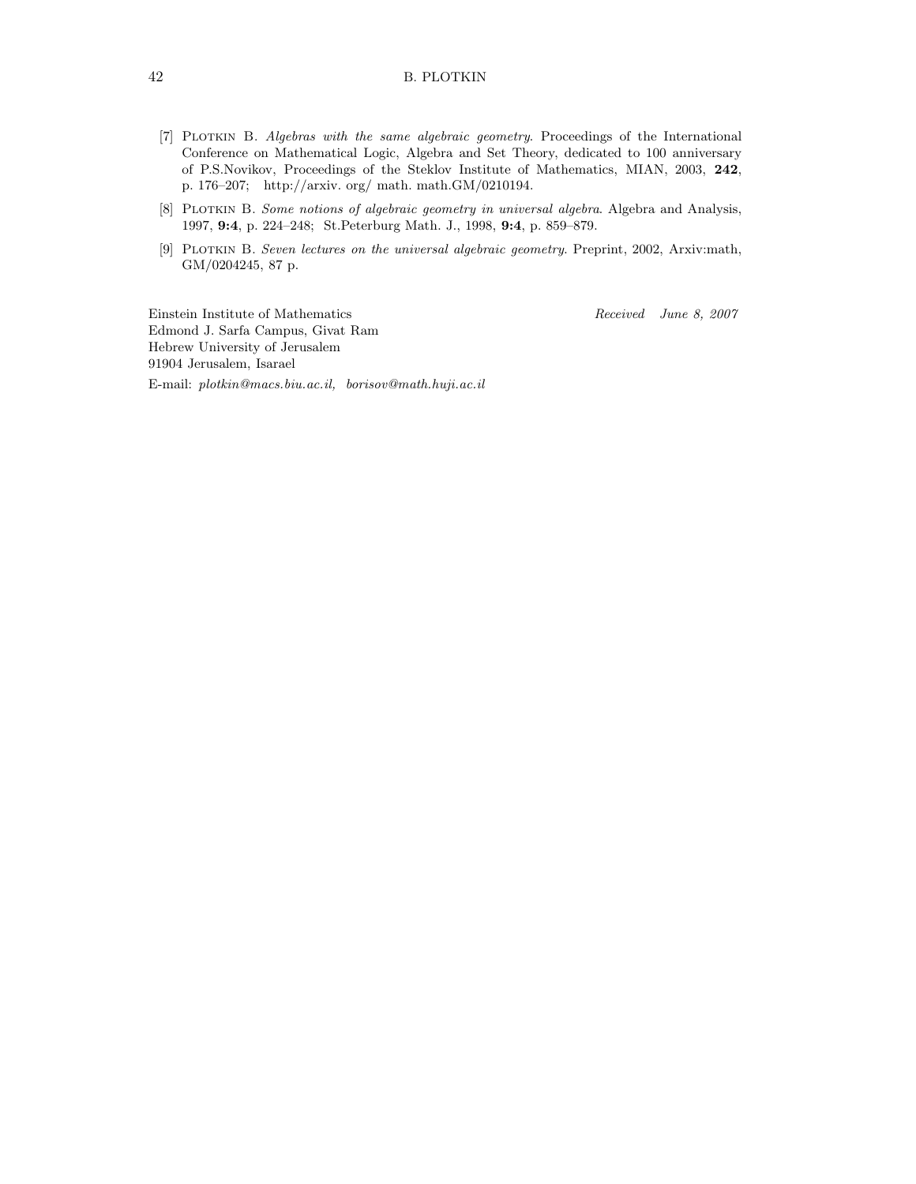[7] Plotkin B. *Algebras with the same algebraic geometry*. Proceedings of the International Conference on Mathematical Logic, Algebra and Set Theory, dedicated to 100 anniversary of P.S.Novikov, Proceedings of the Steklov Institute of Mathematics, MIAN, 2003, **242**, p. 176–207; http://arxiv. org/ math. math.GM/0210194.

[8] Plotkin B. *Some notions of algebraic geometry in universal algebra*. Algebra and Analysis, 1997, **9:4**, p. 224–248; St.Peterburg Math. J., 1998, **9:4**, p. 859–879.

[9] Plotkin B. *Seven lectures on the universal algebraic geometry*. Preprint, 2002, Arxiv:math, GM/0204245, 87 p.

Einstein Institute of Mathematics
Edmond J. Sarfa Campus, Givat Ram
Hebrew University of Jerusalem
91904 Jerusalem, Isarael

E-mail: *plotkin@macs.biu.ac.il, borisov@math.huji.ac.il*

*Received June 8, 2007*